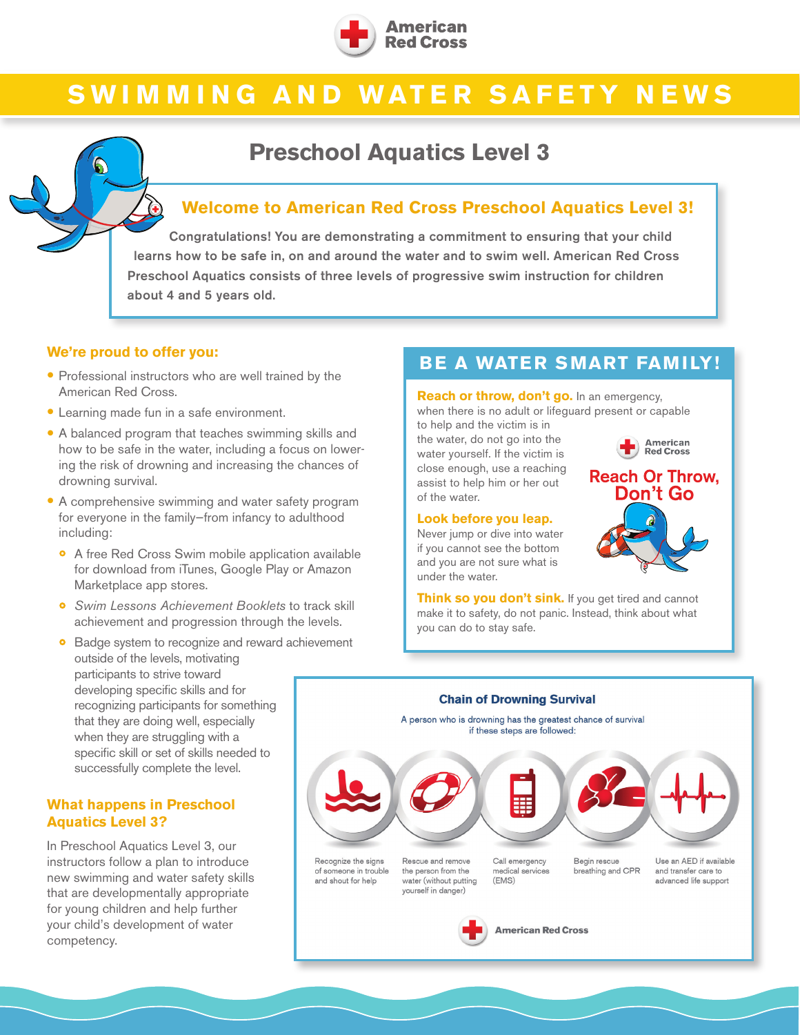American Red Cross

# SWIMMING AND WATER SAFETY NEWS

## Preschool Aquatics Level 3

### Welcome to American Red Cross Preschool Aquatics Level 3!

Congratulations! You are demonstrating a commitment to ensuring that your child learns how to be safe in, on and around the water and to swim well. American Red Cross Preschool Aquatics consists of three levels of progressive swim instruction for children about 4 and 5 years old.

### We're proud to offer you:

- Professional instructors who are well trained by the American Red Cross.
- Learning made fun in a safe environment.
- A balanced program that teaches swimming skills and how to be safe in the water, including a focus on lowering the risk of drowning and increasing the chances of drowning survival.
- A comprehensive swimming and water safety program for everyone in the family—from infancy to adulthood including:
  - A free Red Cross Swim mobile application available for download from iTunes, Google Play or Amazon Marketplace app stores.
  - *Swim Lessons Achievement Booklets* to track skill achievement and progression through the levels.
  - Badge system to recognize and reward achievement outside of the levels, motivating participants to strive toward developing specific skills and for recognizing participants for something that they are doing well, especially when they are struggling with a specific skill or set of skills needed to successfully complete the level.

### What happens in Preschool Aquatics Level 3?

In Preschool Aquatics Level 3, our instructors follow a plan to introduce new swimming and water safety skills that are developmentally appropriate for young children and help further your child's development of water competency.

## BE A WATER SMART FAMILY!

**Reach or throw, don't go.** In an emergency, when there is no adult or lifeguard present or capable to help and the victim is in the water, do not go into the water yourself. If the victim is close enough, use a reaching assist to help him or her out of the water.

American Red Cross

Reach Or Throw, Don't Go

**Look before you leap.** Never jump or dive into water if you cannot see the bottom and you are not sure what is under the water.

**Think so you don't sink.** If you get tired and cannot make it to safety, do not panic. Instead, think about what you can do to stay safe.

### Chain of Drowning Survival

A person who is drowning has the greatest chance of survival if these steps are followed:

1. Recognize the signs of someone in trouble and shout for help
2. Rescue and remove the person from the water (without putting yourself in danger)
3. Call emergency medical services (EMS)
4. Begin rescue breathing and CPR
5. Use an AED if available and transfer care to advanced life support

American Red Cross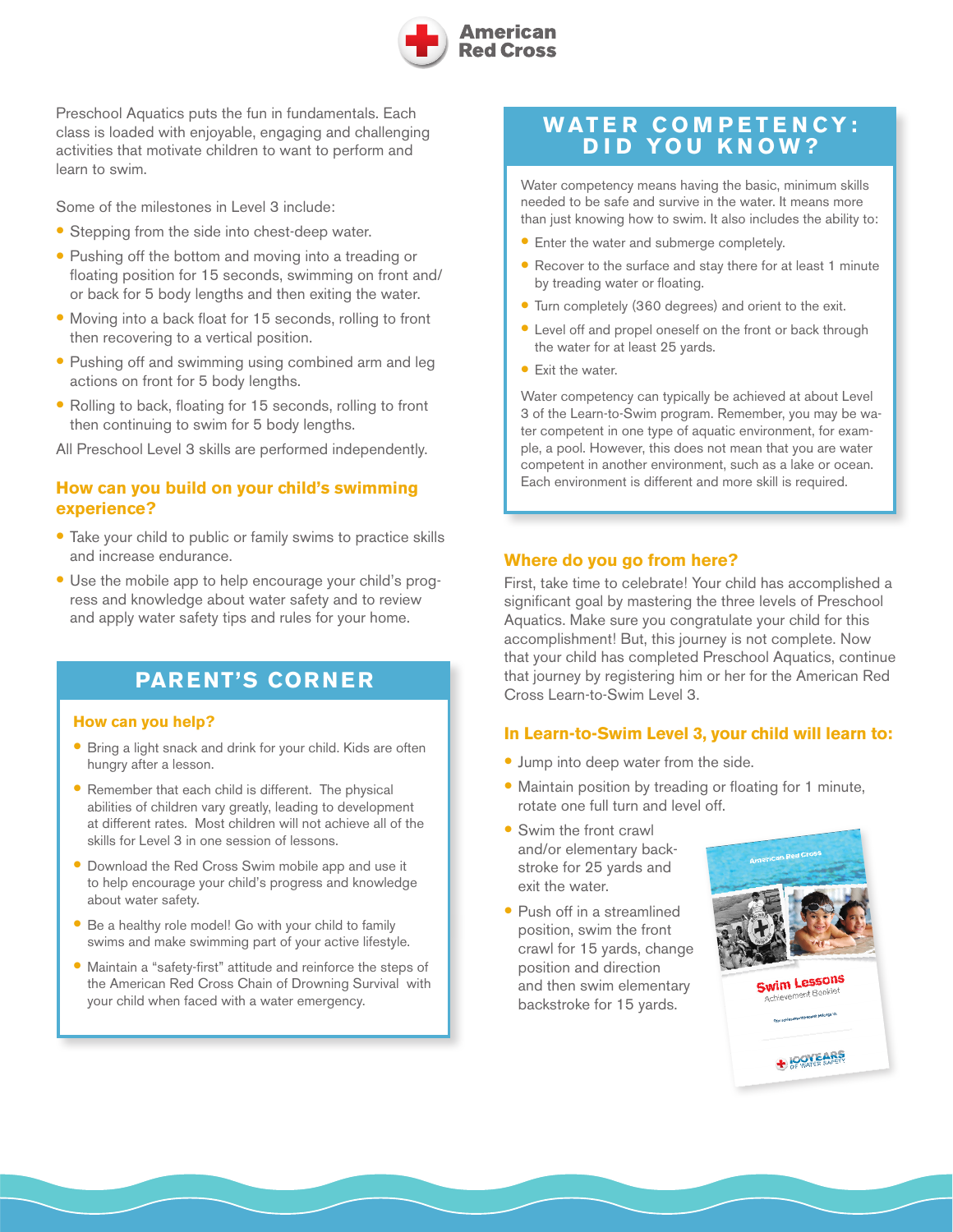Preschool Aquatics puts the fun in fundamentals. Each class is loaded with enjoyable, engaging and challenging activities that motivate children to want to perform and learn to swim.

Some of the milestones in Level 3 include:

- Stepping from the side into chest-deep water.
- Pushing off the bottom and moving into a treading or floating position for 15 seconds, swimming on front and/or back for 5 body lengths and then exiting the water.
- Moving into a back float for 15 seconds, rolling to front then recovering to a vertical position.
- Pushing off and swimming using combined arm and leg actions on front for 5 body lengths.
- Rolling to back, floating for 15 seconds, rolling to front then continuing to swim for 5 body lengths.

All Preschool Level 3 skills are performed independently.

### How can you build on your child's swimming experience?

- Take your child to public or family swims to practice skills and increase endurance.
- Use the mobile app to help encourage your child's progress and knowledge about water safety and to review and apply water safety tips and rules for your home.

## PARENT'S CORNER

### How can you help?

- Bring a light snack and drink for your child. Kids are often hungry after a lesson.
- Remember that each child is different. The physical abilities of children vary greatly, leading to development at different rates. Most children will not achieve all of the skills for Level 3 in one session of lessons.
- Download the Red Cross Swim mobile app and use it to help encourage your child's progress and knowledge about water safety.
- Be a healthy role model! Go with your child to family swims and make swimming part of your active lifestyle.
- Maintain a "safety-first" attitude and reinforce the steps of the American Red Cross Chain of Drowning Survival with your child when faced with a water emergency.

## WATER COMPETENCY: DID YOU KNOW?

Water competency means having the basic, minimum skills needed to be safe and survive in the water. It means more than just knowing how to swim. It also includes the ability to:

- Enter the water and submerge completely.
- Recover to the surface and stay there for at least 1 minute by treading water or floating.
- Turn completely (360 degrees) and orient to the exit.
- Level off and propel oneself on the front or back through the water for at least 25 yards.
- Exit the water.

Water competency can typically be achieved at about Level 3 of the Learn-to-Swim program. Remember, you may be water competent in one type of aquatic environment, for example, a pool. However, this does not mean that you are water competent in another environment, such as a lake or ocean. Each environment is different and more skill is required.

### Where do you go from here?

First, take time to celebrate! Your child has accomplished a significant goal by mastering the three levels of Preschool Aquatics. Make sure you congratulate your child for this accomplishment! But, this journey is not complete. Now that your child has completed Preschool Aquatics, continue that journey by registering him or her for the American Red Cross Learn-to-Swim Level 3.

### In Learn-to-Swim Level 3, your child will learn to:

- Jump into deep water from the side.
- Maintain position by treading or floating for 1 minute, rotate one full turn and level off.
- Swim the front crawl and/or elementary backstroke for 25 yards and exit the water.
- Push off in a streamlined position, swim the front crawl for 15 yards, change position and direction and then swim elementary backstroke for 15 yards.